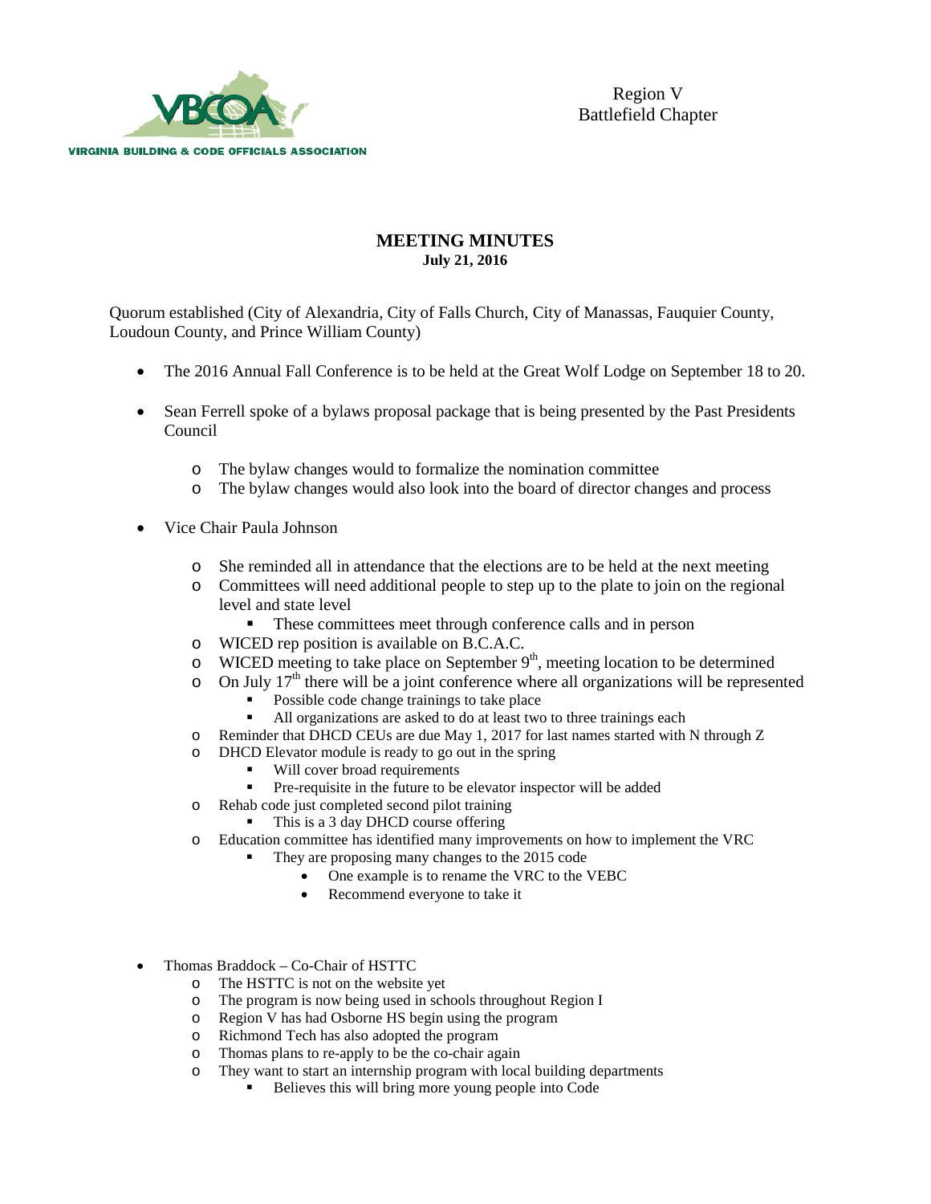VIRGINIA BUILDING & CODE OFFICIALS ASSOCIATION

Region V
Battlefield Chapter

# MEETING MINUTES

**July 21, 2016**

Quorum established (City of Alexandria, City of Falls Church, City of Manassas, Fauquier County, Loudoun County, and Prince William County)

- The 2016 Annual Fall Conference is to be held at the Great Wolf Lodge on September 18 to 20.

- Sean Ferrell spoke of a bylaws proposal package that is being presented by the Past Presidents Council
  - The bylaw changes would to formalize the nomination committee
  - The bylaw changes would also look into the board of director changes and process

- Vice Chair Paula Johnson
  - She reminded all in attendance that the elections are to be held at the next meeting
  - Committees will need additional people to step up to the plate to join on the regional level and state level
    - These committees meet through conference calls and in person
  - WICED rep position is available on B.C.A.C.
  - WICED meeting to take place on September 9th, meeting location to be determined
  - On July 17th there will be a joint conference where all organizations will be represented
    - Possible code change trainings to take place
    - All organizations are asked to do at least two to three trainings each
  - Reminder that DHCD CEUs are due May 1, 2017 for last names started with N through Z
  - DHCD Elevator module is ready to go out in the spring
    - Will cover broad requirements
    - Pre-requisite in the future to be elevator inspector will be added
  - Rehab code just completed second pilot training
    - This is a 3 day DHCD course offering
  - Education committee has identified many improvements on how to implement the VRC
    - They are proposing many changes to the 2015 code
      - One example is to rename the VRC to the VEBC
      - Recommend everyone to take it

- Thomas Braddock – Co-Chair of HSTTC
  - The HSTTC is not on the website yet
  - The program is now being used in schools throughout Region I
  - Region V has had Osborne HS begin using the program
  - Richmond Tech has also adopted the program
  - Thomas plans to re-apply to be the co-chair again
  - They want to start an internship program with local building departments
    - Believes this will bring more young people into Code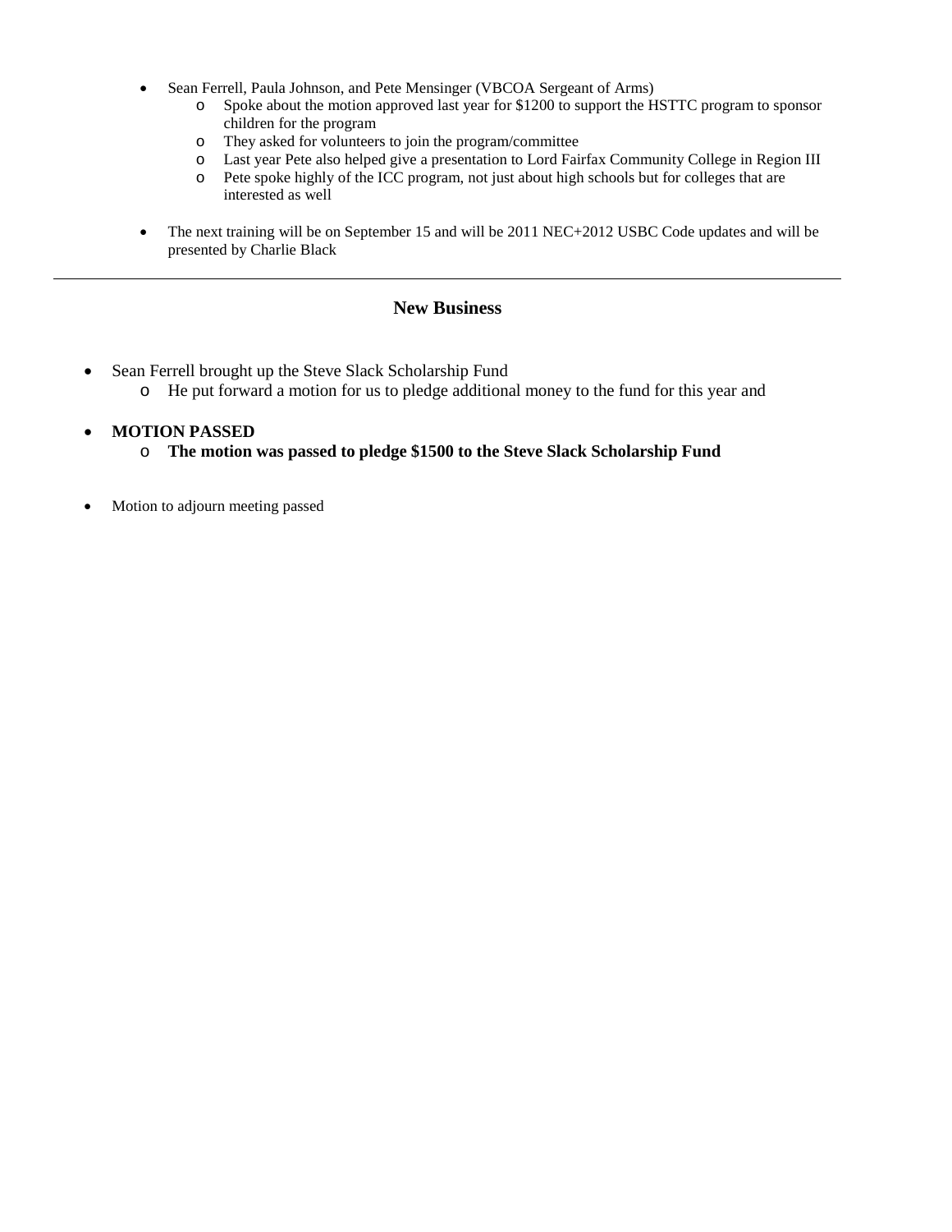- Sean Ferrell, Paula Johnson, and Pete Mensinger (VBCOA Sergeant of Arms)
  - Spoke about the motion approved last year for $1200 to support the HSTTC program to sponsor children for the program
  - They asked for volunteers to join the program/committee
  - Last year Pete also helped give a presentation to Lord Fairfax Community College in Region III
  - Pete spoke highly of the ICC program, not just about high schools but for colleges that are interested as well

- The next training will be on September 15 and will be 2011 NEC+2012 USBC Code updates and will be presented by Charlie Black

---

## New Business

- Sean Ferrell brought up the Steve Slack Scholarship Fund
  - He put forward a motion for us to pledge additional money to the fund for this year and

- **MOTION PASSED**
  - **The motion was passed to pledge $1500 to the Steve Slack Scholarship Fund**

- Motion to adjourn meeting passed